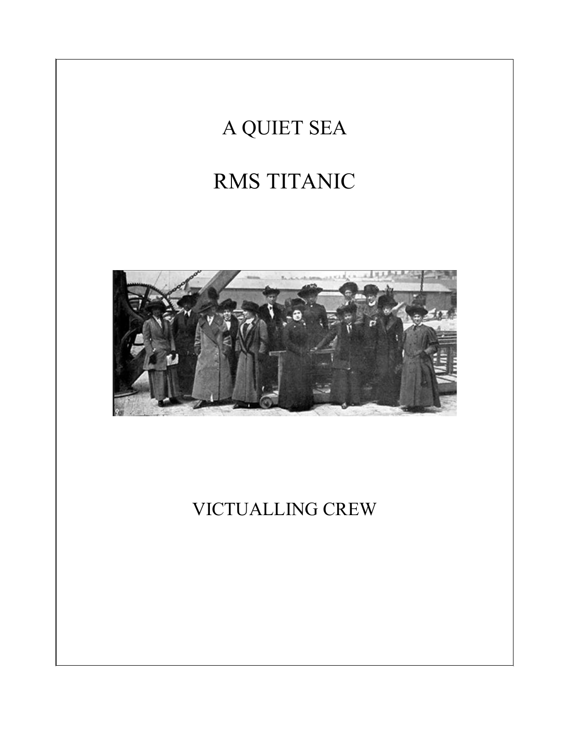# A QUIET SEA

# RMS TITANIC

## VICTUALLING CREW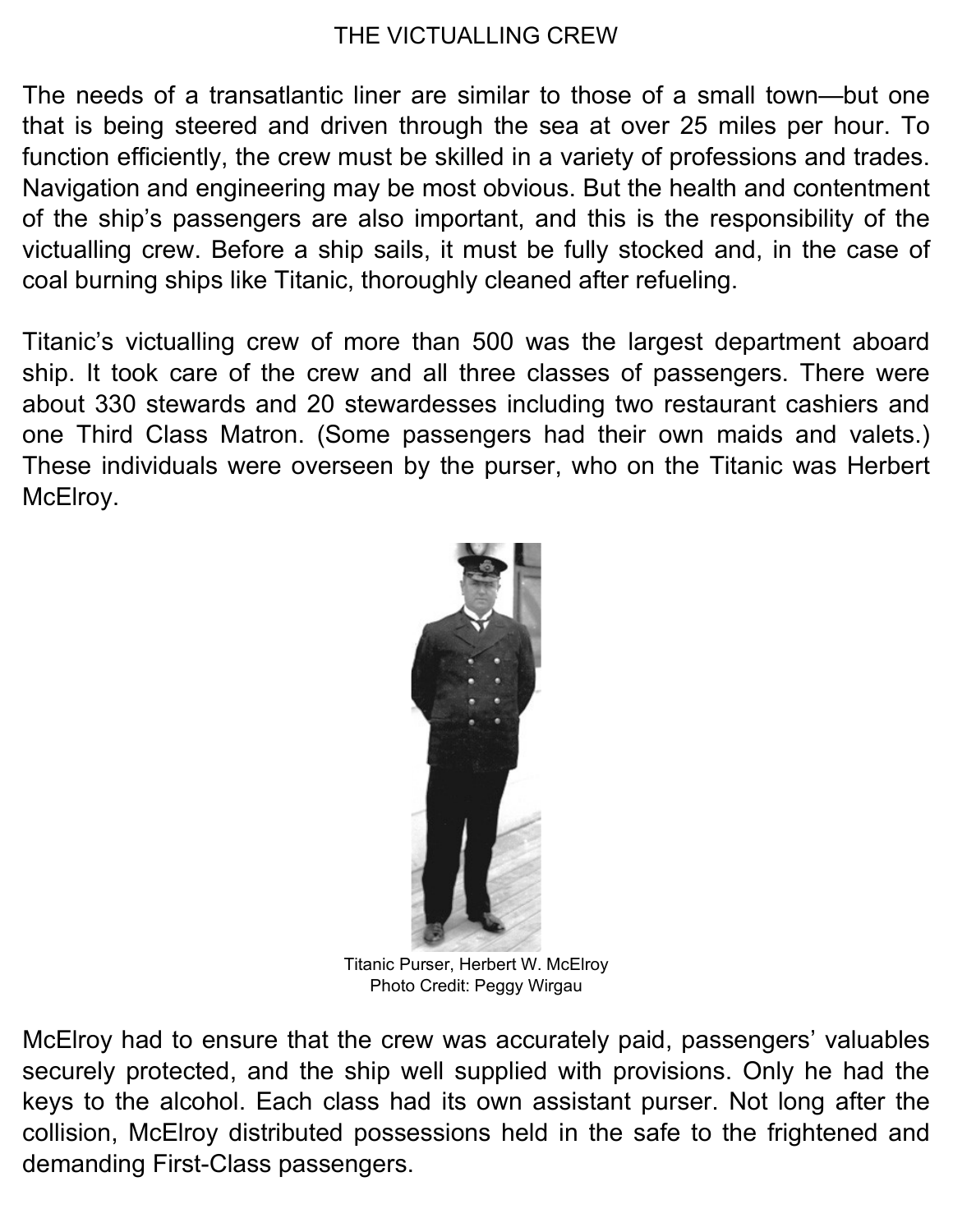# THE VICTUALLING CREW

The needs of a transatlantic liner are similar to those of a small town—but one that is being steered and driven through the sea at over 25 miles per hour. To function efficiently, the crew must be skilled in a variety of professions and trades. Navigation and engineering may be most obvious. But the health and contentment of the ship's passengers are also important, and this is the responsibility of the victualling crew. Before a ship sails, it must be fully stocked and, in the case of coal burning ships like Titanic, thoroughly cleaned after refueling.

Titanic's victualling crew of more than 500 was the largest department aboard ship. It took care of the crew and all three classes of passengers. There were about 330 stewards and 20 stewardesses including two restaurant cashiers and one Third Class Matron. (Some passengers had their own maids and valets.) These individuals were overseen by the purser, who on the Titanic was Herbert McElroy.

Titanic Purser, Herbert W. McElroy
Photo Credit: Peggy Wirgau

McElroy had to ensure that the crew was accurately paid, passengers' valuables securely protected, and the ship well supplied with provisions. Only he had the keys to the alcohol. Each class had its own assistant purser. Not long after the collision, McElroy distributed possessions held in the safe to the frightened and demanding First-Class passengers.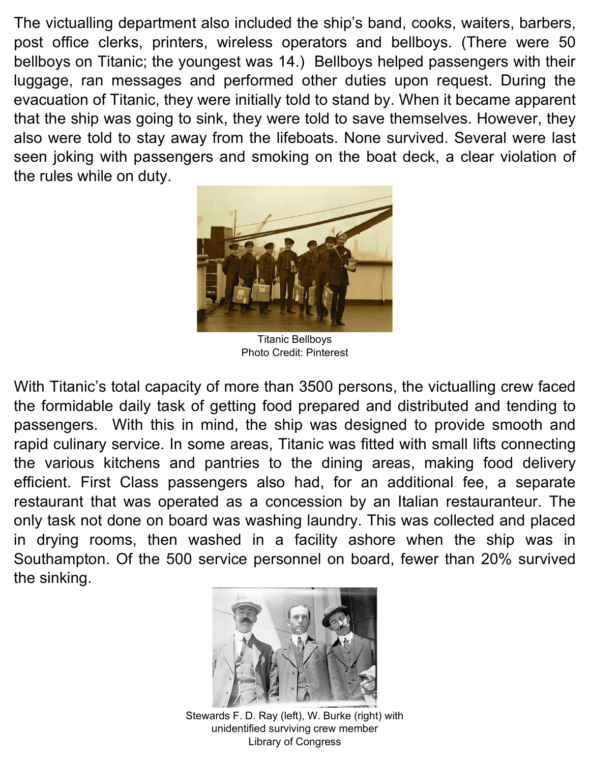The victualling department also included the ship's band, cooks, waiters, barbers, post office clerks, printers, wireless operators and bellboys. (There were 50 bellboys on Titanic; the youngest was 14.) Bellboys helped passengers with their luggage, ran messages and performed other duties upon request. During the evacuation of Titanic, they were initially told to stand by. When it became apparent that the ship was going to sink, they were told to save themselves. However, they also were told to stay away from the lifeboats. None survived. Several were last seen joking with passengers and smoking on the boat deck, a clear violation of the rules while on duty.

Titanic Bellboys
Photo Credit: Pinterest

With Titanic's total capacity of more than 3500 persons, the victualling crew faced the formidable daily task of getting food prepared and distributed and tending to passengers. With this in mind, the ship was designed to provide smooth and rapid culinary service. In some areas, Titanic was fitted with small lifts connecting the various kitchens and pantries to the dining areas, making food delivery efficient. First Class passengers also had, for an additional fee, a separate restaurant that was operated as a concession by an Italian restauranteur. The only task not done on board was washing laundry. This was collected and placed in drying rooms, then washed in a facility ashore when the ship was in Southampton. Of the 500 service personnel on board, fewer than 20% survived the sinking.

Stewards F. D. Ray (left), W. Burke (right) with unidentified surviving crew member
Library of Congress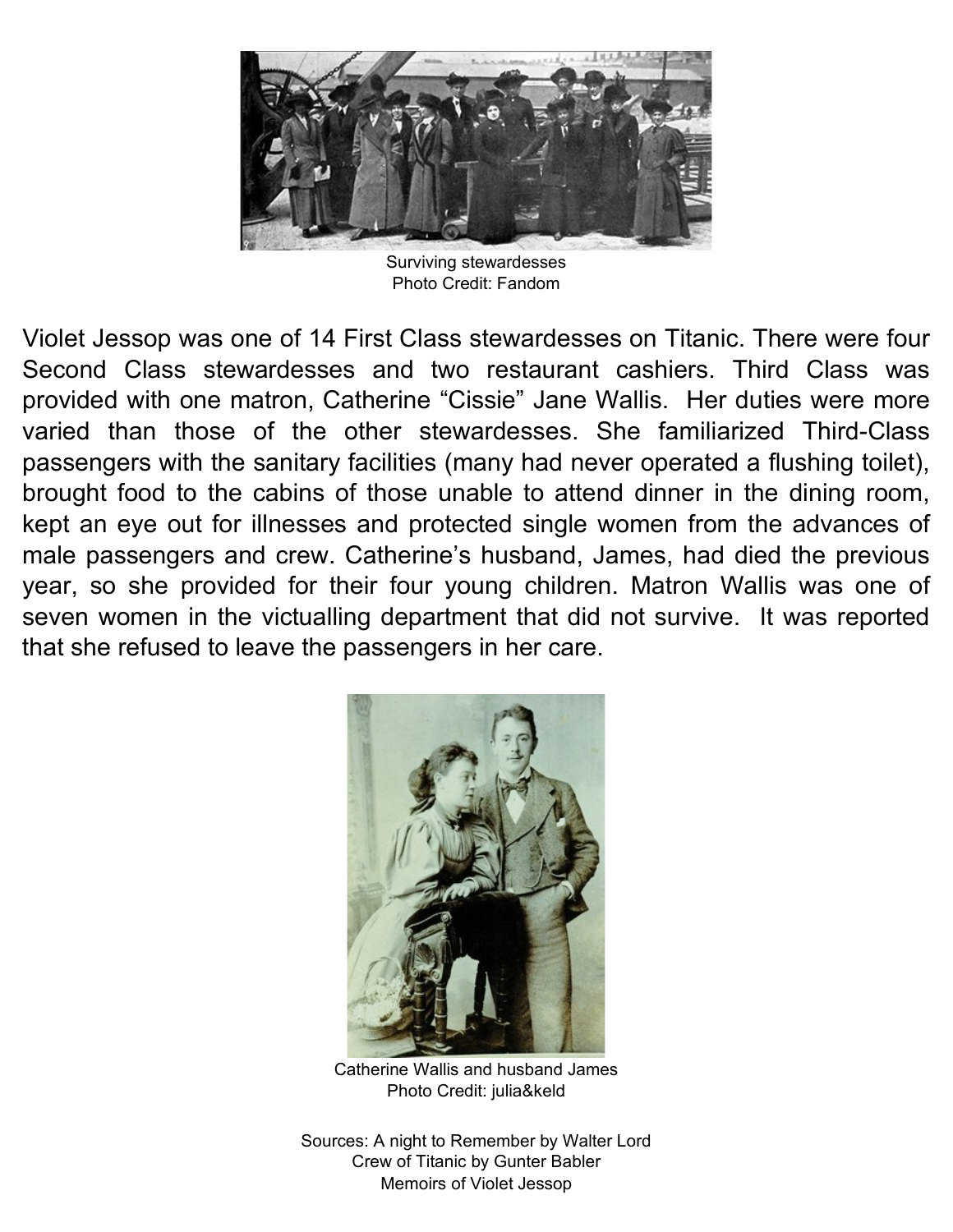Surviving stewardesses
Photo Credit: Fandom

Violet Jessop was one of 14 First Class stewardesses on Titanic. There were four Second Class stewardesses and two restaurant cashiers. Third Class was provided with one matron, Catherine "Cissie" Jane Wallis. Her duties were more varied than those of the other stewardesses. She familiarized Third-Class passengers with the sanitary facilities (many had never operated a flushing toilet), brought food to the cabins of those unable to attend dinner in the dining room, kept an eye out for illnesses and protected single women from the advances of male passengers and crew. Catherine's husband, James, had died the previous year, so she provided for their four young children. Matron Wallis was one of seven women in the victualling department that did not survive. It was reported that she refused to leave the passengers in her care.

Catherine Wallis and husband James
Photo Credit: julia&keld

Sources: A night to Remember by Walter Lord
Crew of Titanic by Gunter Babler
Memoirs of Violet Jessop